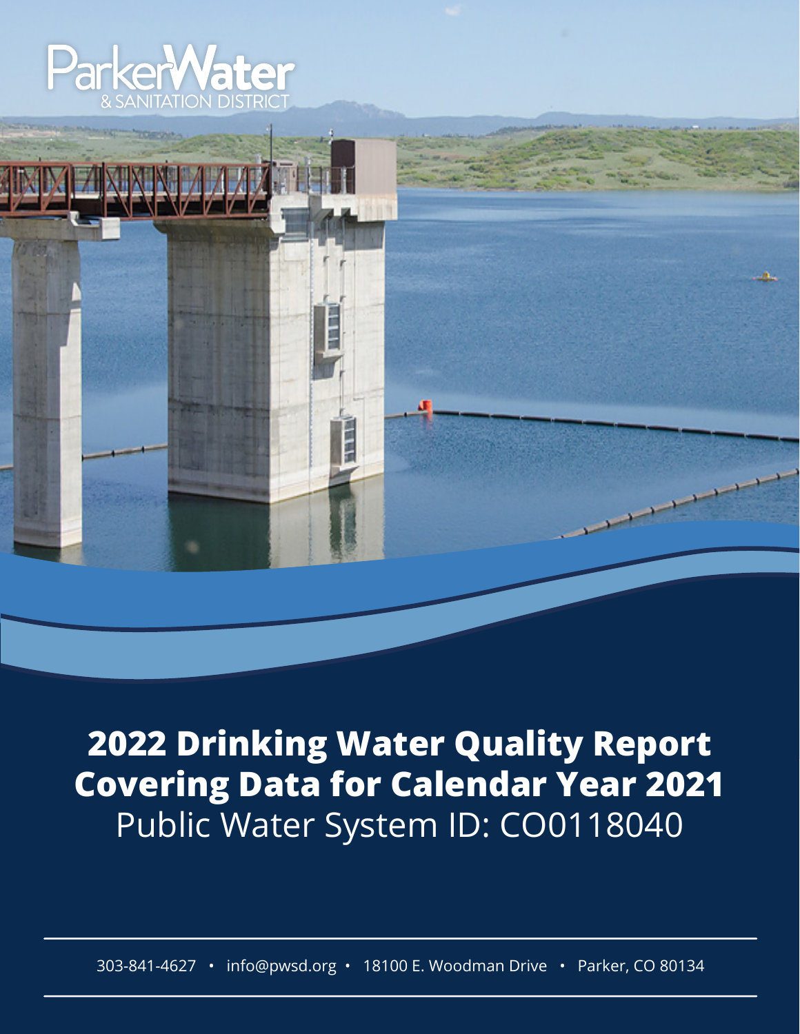Parker Water & Sanitation District

# 2022 Drinking Water Quality Report Covering Data for Calendar Year 2021

Public Water System ID: CO0118040

303-841-4627 • info@pwsd.org • 18100 E. Woodman Drive • Parker, CO 80134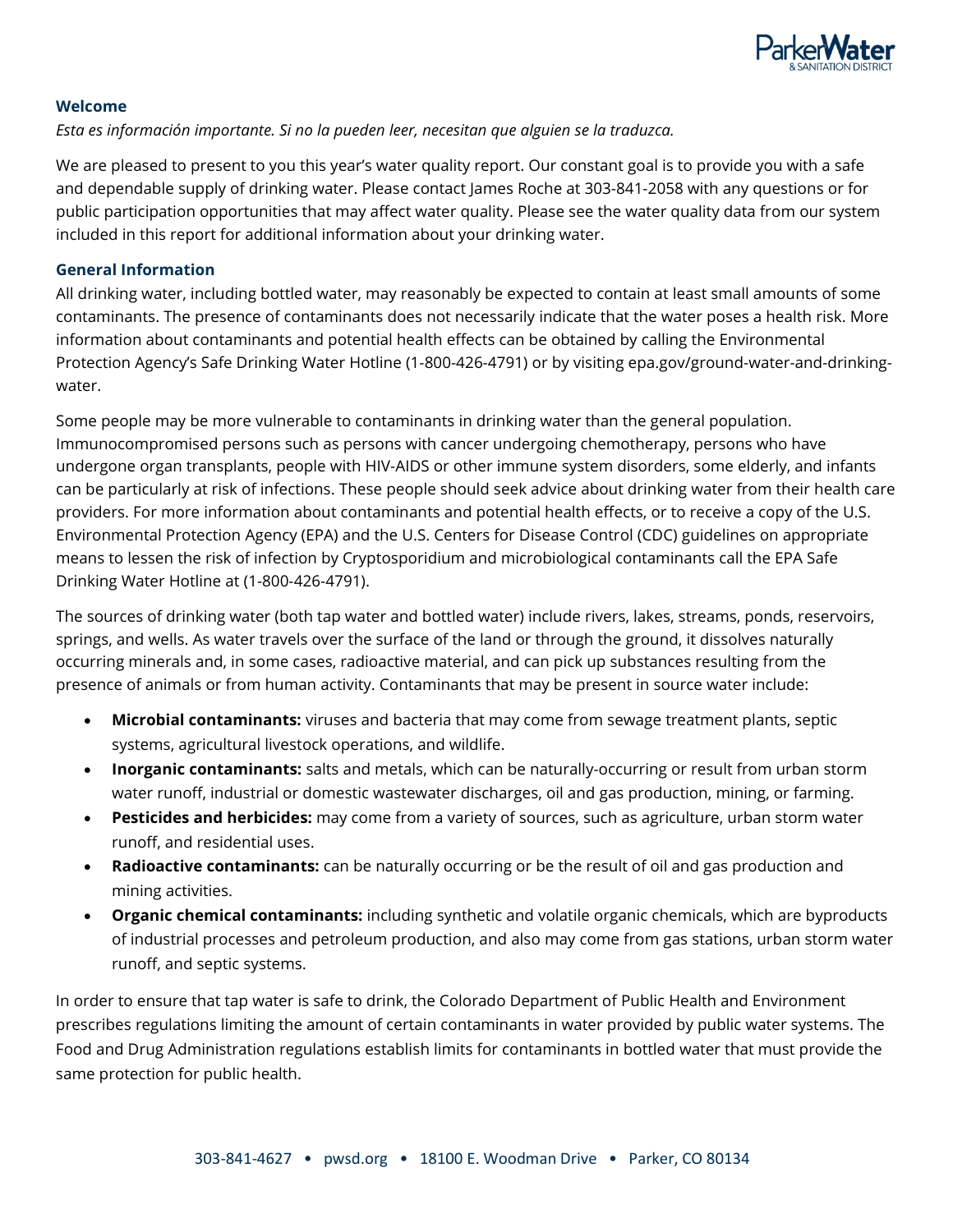## Welcome

*Esta es información importante. Si no la pueden leer, necesitan que alguien se la traduzca.*

We are pleased to present to you this year's water quality report. Our constant goal is to provide you with a safe and dependable supply of drinking water. Please contact James Roche at 303-841-2058 with any questions or for public participation opportunities that may affect water quality. Please see the water quality data from our system included in this report for additional information about your drinking water.

## General Information

All drinking water, including bottled water, may reasonably be expected to contain at least small amounts of some contaminants. The presence of contaminants does not necessarily indicate that the water poses a health risk. More information about contaminants and potential health effects can be obtained by calling the Environmental Protection Agency's Safe Drinking Water Hotline (1-800-426-4791) or by visiting epa.gov/ground-water-and-drinking-water.

Some people may be more vulnerable to contaminants in drinking water than the general population. Immunocompromised persons such as persons with cancer undergoing chemotherapy, persons who have undergone organ transplants, people with HIV-AIDS or other immune system disorders, some elderly, and infants can be particularly at risk of infections. These people should seek advice about drinking water from their health care providers. For more information about contaminants and potential health effects, or to receive a copy of the U.S. Environmental Protection Agency (EPA) and the U.S. Centers for Disease Control (CDC) guidelines on appropriate means to lessen the risk of infection by Cryptosporidium and microbiological contaminants call the EPA Safe Drinking Water Hotline at (1-800-426-4791).

The sources of drinking water (both tap water and bottled water) include rivers, lakes, streams, ponds, reservoirs, springs, and wells. As water travels over the surface of the land or through the ground, it dissolves naturally occurring minerals and, in some cases, radioactive material, and can pick up substances resulting from the presence of animals or from human activity. Contaminants that may be present in source water include:

- **Microbial contaminants:** viruses and bacteria that may come from sewage treatment plants, septic systems, agricultural livestock operations, and wildlife.
- **Inorganic contaminants:** salts and metals, which can be naturally-occurring or result from urban storm water runoff, industrial or domestic wastewater discharges, oil and gas production, mining, or farming.
- **Pesticides and herbicides:** may come from a variety of sources, such as agriculture, urban storm water runoff, and residential uses.
- **Radioactive contaminants:** can be naturally occurring or be the result of oil and gas production and mining activities.
- **Organic chemical contaminants:** including synthetic and volatile organic chemicals, which are byproducts of industrial processes and petroleum production, and also may come from gas stations, urban storm water runoff, and septic systems.

In order to ensure that tap water is safe to drink, the Colorado Department of Public Health and Environment prescribes regulations limiting the amount of certain contaminants in water provided by public water systems. The Food and Drug Administration regulations establish limits for contaminants in bottled water that must provide the same protection for public health.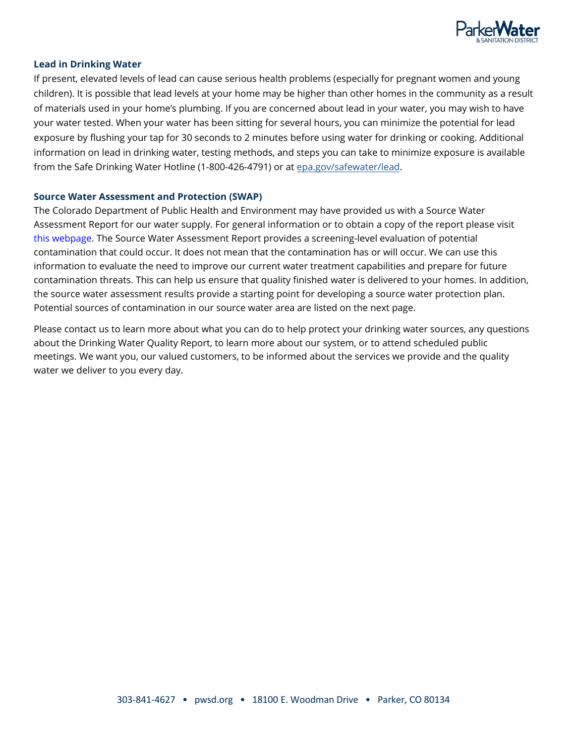### Lead in Drinking Water

If present, elevated levels of lead can cause serious health problems (especially for pregnant women and young children). It is possible that lead levels at your home may be higher than other homes in the community as a result of materials used in your home's plumbing. If you are concerned about lead in your water, you may wish to have your water tested. When your water has been sitting for several hours, you can minimize the potential for lead exposure by flushing your tap for 30 seconds to 2 minutes before using water for drinking or cooking. Additional information on lead in drinking water, testing methods, and steps you can take to minimize exposure is available from the Safe Drinking Water Hotline (1-800-426-4791) or at epa.gov/safewater/lead.

### Source Water Assessment and Protection (SWAP)

The Colorado Department of Public Health and Environment may have provided us with a Source Water Assessment Report for our water supply. For general information or to obtain a copy of the report please visit this webpage. The Source Water Assessment Report provides a screening-level evaluation of potential contamination that could occur. It does not mean that the contamination has or will occur. We can use this information to evaluate the need to improve our current water treatment capabilities and prepare for future contamination threats. This can help us ensure that quality finished water is delivered to your homes. In addition, the source water assessment results provide a starting point for developing a source water protection plan. Potential sources of contamination in our source water area are listed on the next page.

Please contact us to learn more about what you can do to help protect your drinking water sources, any questions about the Drinking Water Quality Report, to learn more about our system, or to attend scheduled public meetings. We want you, our valued customers, to be informed about the services we provide and the quality water we deliver to you every day.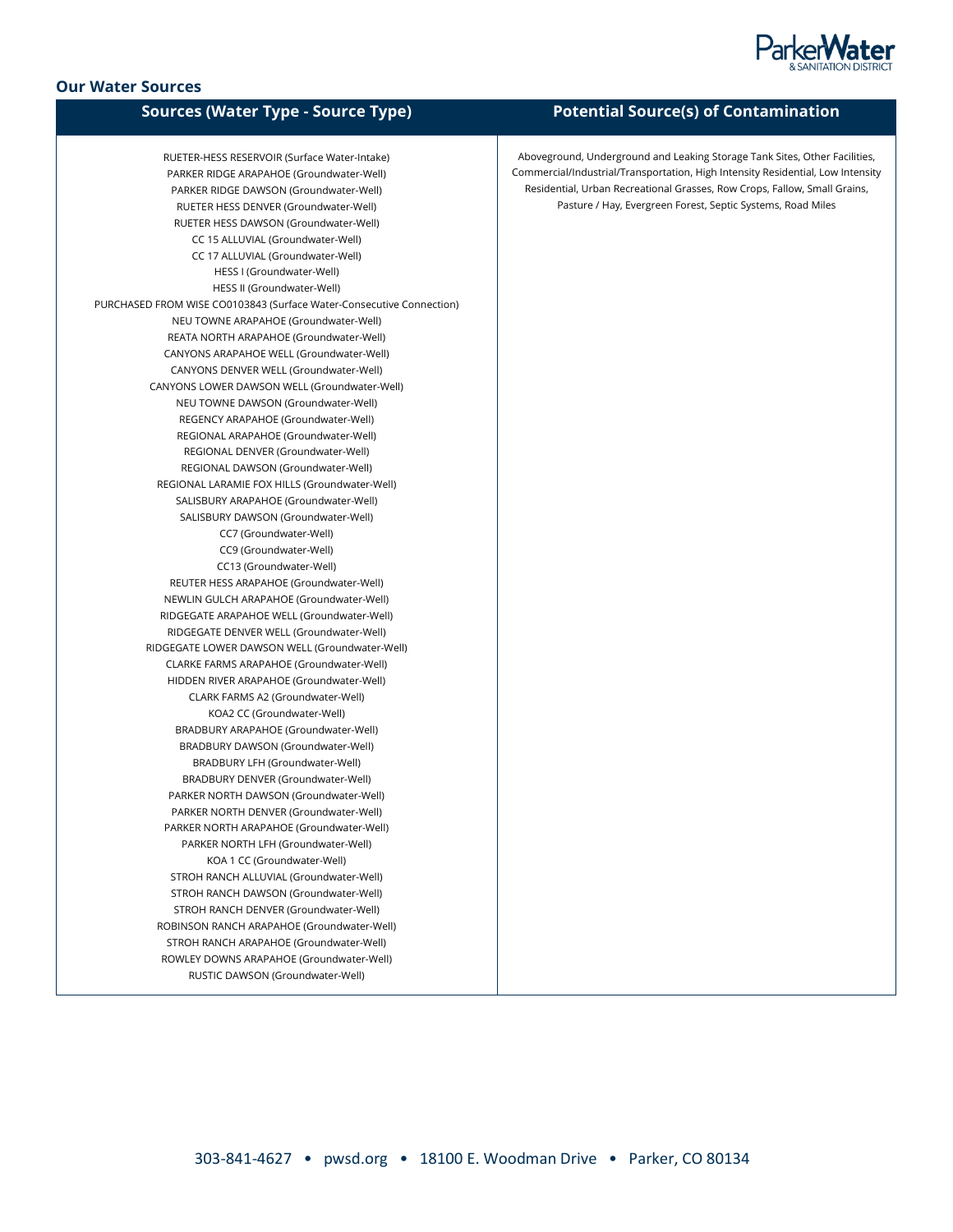## Our Water Sources

| Sources (Water Type - Source Type) | Potential Source(s) of Contamination |
|---|---|
| RUETER-HESS RESERVOIR (Surface Water-Intake)<br>PARKER RIDGE ARAPAHOE (Groundwater-Well)<br>PARKER RIDGE DAWSON (Groundwater-Well)<br>RUETER HESS DENVER (Groundwater-Well)<br>RUETER HESS DAWSON (Groundwater-Well)<br>CC 15 ALLUVIAL (Groundwater-Well)<br>CC 17 ALLUVIAL (Groundwater-Well)<br>HESS I (Groundwater-Well)<br>HESS II (Groundwater-Well)<br>PURCHASED FROM WISE CO0103843 (Surface Water-Consecutive Connection)<br>NEU TOWNE ARAPAHOE (Groundwater-Well)<br>REATA NORTH ARAPAHOE (Groundwater-Well)<br>CANYONS ARAPAHOE WELL (Groundwater-Well)<br>CANYONS DENVER WELL (Groundwater-Well)<br>CANYONS LOWER DAWSON WELL (Groundwater-Well)<br>NEU TOWNE DAWSON (Groundwater-Well)<br>REGENCY ARAPAHOE (Groundwater-Well)<br>REGIONAL ARAPAHOE (Groundwater-Well)<br>REGIONAL DENVER (Groundwater-Well)<br>REGIONAL DAWSON (Groundwater-Well)<br>REGIONAL LARAMIE FOX HILLS (Groundwater-Well)<br>SALISBURY ARAPAHOE (Groundwater-Well)<br>SALISBURY DAWSON (Groundwater-Well)<br>CC7 (Groundwater-Well)<br>CC9 (Groundwater-Well)<br>CC13 (Groundwater-Well)<br>REUTER HESS ARAPAHOE (Groundwater-Well)<br>NEWLIN GULCH ARAPAHOE (Groundwater-Well)<br>RIDGEGATE ARAPAHOE WELL (Groundwater-Well)<br>RIDGEGATE DENVER WELL (Groundwater-Well)<br>RIDGEGATE LOWER DAWSON WELL (Groundwater-Well)<br>CLARKE FARMS ARAPAHOE (Groundwater-Well)<br>HIDDEN RIVER ARAPAHOE (Groundwater-Well)<br>CLARK FARMS A2 (Groundwater-Well)<br>KOA2 CC (Groundwater-Well)<br>BRADBURY ARAPAHOE (Groundwater-Well)<br>BRADBURY DAWSON (Groundwater-Well)<br>BRADBURY LFH (Groundwater-Well)<br>BRADBURY DENVER (Groundwater-Well)<br>PARKER NORTH DAWSON (Groundwater-Well)<br>PARKER NORTH DENVER (Groundwater-Well)<br>PARKER NORTH ARAPAHOE (Groundwater-Well)<br>PARKER NORTH LFH (Groundwater-Well)<br>KOA 1 CC (Groundwater-Well)<br>STROH RANCH ALLUVIAL (Groundwater-Well)<br>STROH RANCH DAWSON (Groundwater-Well)<br>STROH RANCH DENVER (Groundwater-Well)<br>ROBINSON RANCH ARAPAHOE (Groundwater-Well)<br>STROH RANCH ARAPAHOE (Groundwater-Well)<br>ROWLEY DOWNS ARAPAHOE (Groundwater-Well)<br>RUSTIC DAWSON (Groundwater-Well) | Aboveground, Underground and Leaking Storage Tank Sites, Other Facilities, Commercial/Industrial/Transportation, High Intensity Residential, Low Intensity Residential, Urban Recreational Grasses, Row Crops, Fallow, Small Grains, Pasture / Hay, Evergreen Forest, Septic Systems, Road Miles |

303-841-4627 • pwsd.org • 18100 E. Woodman Drive • Parker, CO 80134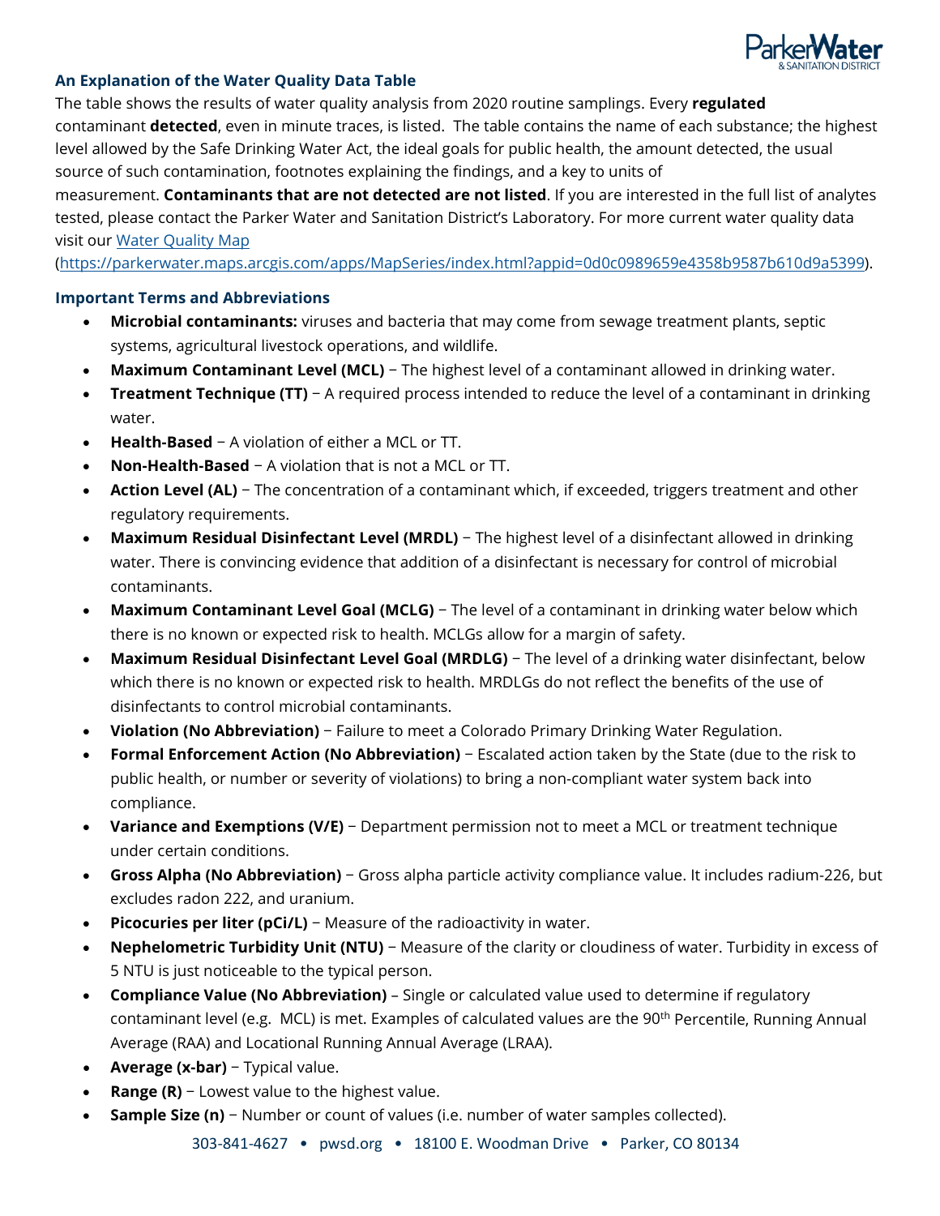### An Explanation of the Water Quality Data Table

The table shows the results of water quality analysis from 2020 routine samplings. Every **regulated** contaminant **detected**, even in minute traces, is listed. The table contains the name of each substance; the highest level allowed by the Safe Drinking Water Act, the ideal goals for public health, the amount detected, the usual source of such contamination, footnotes explaining the findings, and a key to units of measurement. **Contaminants that are not detected are not listed**. If you are interested in the full list of analytes tested, please contact the Parker Water and Sanitation District's Laboratory. For more current water quality data visit our [Water Quality Map](https://parkerwater.maps.arcgis.com/apps/MapSeries/index.html?appid=0d0c0989659e4358b9587b610d9a5399) (https://parkerwater.maps.arcgis.com/apps/MapSeries/index.html?appid=0d0c0989659e4358b9587b610d9a5399).

### Important Terms and Abbreviations

- **Microbial contaminants:** viruses and bacteria that may come from sewage treatment plants, septic systems, agricultural livestock operations, and wildlife.
- **Maximum Contaminant Level (MCL)** − The highest level of a contaminant allowed in drinking water.
- **Treatment Technique (TT)** − A required process intended to reduce the level of a contaminant in drinking water.
- **Health-Based** − A violation of either a MCL or TT.
- **Non-Health-Based** − A violation that is not a MCL or TT.
- **Action Level (AL)** − The concentration of a contaminant which, if exceeded, triggers treatment and other regulatory requirements.
- **Maximum Residual Disinfectant Level (MRDL)** − The highest level of a disinfectant allowed in drinking water. There is convincing evidence that addition of a disinfectant is necessary for control of microbial contaminants.
- **Maximum Contaminant Level Goal (MCLG)** − The level of a contaminant in drinking water below which there is no known or expected risk to health. MCLGs allow for a margin of safety.
- **Maximum Residual Disinfectant Level Goal (MRDLG)** − The level of a drinking water disinfectant, below which there is no known or expected risk to health. MRDLGs do not reflect the benefits of the use of disinfectants to control microbial contaminants.
- **Violation (No Abbreviation)** − Failure to meet a Colorado Primary Drinking Water Regulation.
- **Formal Enforcement Action (No Abbreviation)** − Escalated action taken by the State (due to the risk to public health, or number or severity of violations) to bring a non-compliant water system back into compliance.
- **Variance and Exemptions (V/E)** − Department permission not to meet a MCL or treatment technique under certain conditions.
- **Gross Alpha (No Abbreviation)** − Gross alpha particle activity compliance value. It includes radium-226, but excludes radon 222, and uranium.
- **Picocuries per liter (pCi/L)** − Measure of the radioactivity in water.
- **Nephelometric Turbidity Unit (NTU)** − Measure of the clarity or cloudiness of water. Turbidity in excess of 5 NTU is just noticeable to the typical person.
- **Compliance Value (No Abbreviation)** – Single or calculated value used to determine if regulatory contaminant level (e.g. MCL) is met. Examples of calculated values are the 90th Percentile, Running Annual Average (RAA) and Locational Running Annual Average (LRAA).
- **Average (x-bar)** − Typical value.
- **Range (R)** − Lowest value to the highest value.
- **Sample Size (n)** − Number or count of values (i.e. number of water samples collected).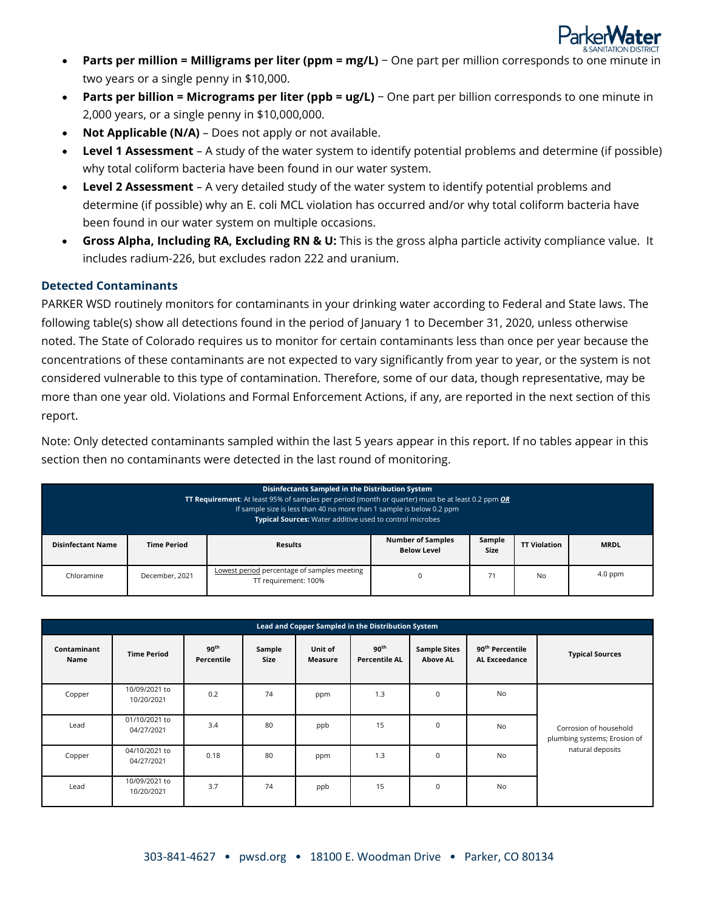- **Parts per million = Milligrams per liter (ppm = mg/L)** − One part per million corresponds to one minute in two years or a single penny in $10,000.
- **Parts per billion = Micrograms per liter (ppb = ug/L)** − One part per billion corresponds to one minute in 2,000 years, or a single penny in $10,000,000.
- **Not Applicable (N/A)** – Does not apply or not available.
- **Level 1 Assessment** – A study of the water system to identify potential problems and determine (if possible) why total coliform bacteria have been found in our water system.
- **Level 2 Assessment** – A very detailed study of the water system to identify potential problems and determine (if possible) why an E. coli MCL violation has occurred and/or why total coliform bacteria have been found in our water system on multiple occasions.
- **Gross Alpha, Including RA, Excluding RN & U:** This is the gross alpha particle activity compliance value. It includes radium-226, but excludes radon 222 and uranium.

### Detected Contaminants

PARKER WSD routinely monitors for contaminants in your drinking water according to Federal and State laws. The following table(s) show all detections found in the period of January 1 to December 31, 2020, unless otherwise noted. The State of Colorado requires us to monitor for certain contaminants less than once per year because the concentrations of these contaminants are not expected to vary significantly from year to year, or the system is not considered vulnerable to this type of contamination. Therefore, some of our data, though representative, may be more than one year old. Violations and Formal Enforcement Actions, if any, are reported in the next section of this report.

Note: Only detected contaminants sampled within the last 5 years appear in this report. If no tables appear in this section then no contaminants were detected in the last round of monitoring.

**Disinfectants Sampled in the Distribution System**
**TT Requirement**: At least 95% of samples per period (month or quarter) must be at least 0.2 ppm ***OR***
If sample size is less than 40 no more than 1 sample is below 0.2 ppm
**Typical Sources:** Water additive used to control microbes

| Disinfectant Name | Time Period | Results | Number of Samples Below Level | Sample Size | TT Violation | MRDL |
|---|---|---|---|---|---|---|
| Chloramine | December, 2021 | Lowest period percentage of samples meeting TT requirement: 100% | 0 | 71 | No | 4.0 ppm |

**Lead and Copper Sampled in the Distribution System**

| Contaminant Name | Time Period | 90th Percentile | Sample Size | Unit of Measure | 90th Percentile AL | Sample Sites Above AL | 90th Percentile AL Exceedance | Typical Sources |
|---|---|---|---|---|---|---|---|---|
| Copper | 10/09/2021 to 10/20/2021 | 0.2 | 74 | ppm | 1.3 | 0 | No | Corrosion of household plumbing systems; Erosion of natural deposits |
| Lead | 01/10/2021 to 04/27/2021 | 3.4 | 80 | ppb | 15 | 0 | No | |
| Copper | 04/10/2021 to 04/27/2021 | 0.18 | 80 | ppm | 1.3 | 0 | No | |
| Lead | 10/09/2021 to 10/20/2021 | 3.7 | 74 | ppb | 15 | 0 | No | |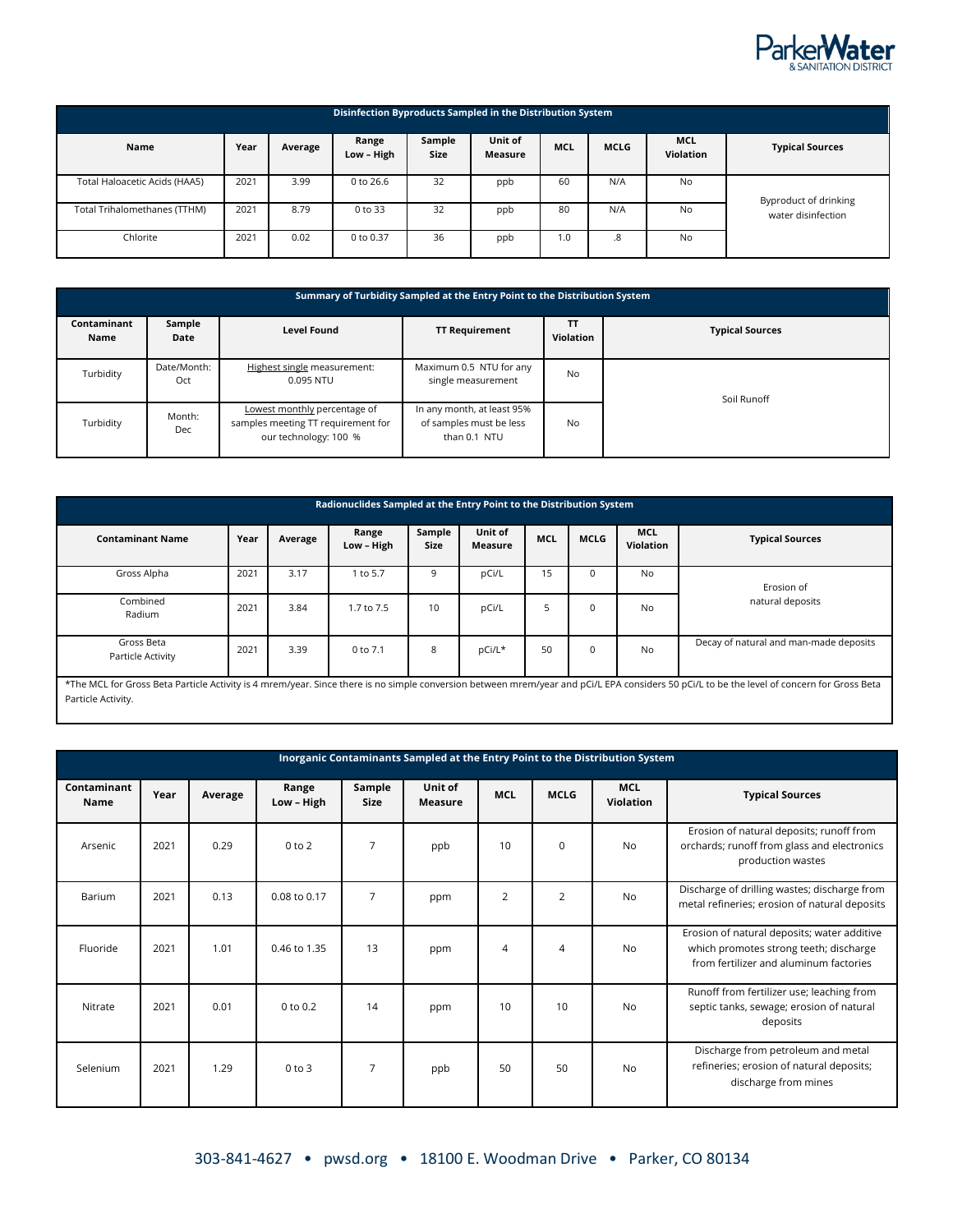| Disinfection Byproducts Sampled in the Distribution System | | | | | | | | | |
|---|---|---|---|---|---|---|---|---|---|
| Name | Year | Average | Range Low – High | Sample Size | Unit of Measure | MCL | MCLG | MCL Violation | Typical Sources |
| Total Haloacetic Acids (HAA5) | 2021 | 3.99 | 0 to 26.6 | 32 | ppb | 60 | N/A | No | Byproduct of drinking water disinfection |
| Total Trihalomethanes (TTHM) | 2021 | 8.79 | 0 to 33 | 32 | ppb | 80 | N/A | No | |
| Chlorite | 2021 | 0.02 | 0 to 0.37 | 36 | ppb | 1.0 | .8 | No | |

| Summary of Turbidity Sampled at the Entry Point to the Distribution System | | | | | |
|---|---|---|---|---|---|
| Contaminant Name | Sample Date | Level Found | TT Requirement | TT Violation | Typical Sources |
| Turbidity | Date/Month: Oct | Highest single measurement: 0.095 NTU | Maximum 0.5 NTU for any single measurement | No | Soil Runoff |
| Turbidity | Month: Dec | Lowest monthly percentage of samples meeting TT requirement for our technology: 100 % | In any month, at least 95% of samples must be less than 0.1 NTU | No | |

| Radionuclides Sampled at the Entry Point to the Distribution System | | | | | | | | | |
|---|---|---|---|---|---|---|---|---|---|
| Contaminant Name | Year | Average | Range Low – High | Sample Size | Unit of Measure | MCL | MCLG | MCL Violation | Typical Sources |
| Gross Alpha | 2021 | 3.17 | 1 to 5.7 | 9 | pCi/L | 15 | 0 | No | Erosion of natural deposits |
| Combined Radium | 2021 | 3.84 | 1.7 to 7.5 | 10 | pCi/L | 5 | 0 | No | |
| Gross Beta Particle Activity | 2021 | 3.39 | 0 to 7.1 | 8 | pCi/L* | 50 | 0 | No | Decay of natural and man-made deposits |

*The MCL for Gross Beta Particle Activity is 4 mrem/year. Since there is no simple conversion between mrem/year and pCi/L EPA considers 50 pCi/L to be the level of concern for Gross Beta Particle Activity.

| Inorganic Contaminants Sampled at the Entry Point to the Distribution System | | | | | | | | | |
|---|---|---|---|---|---|---|---|---|---|
| Contaminant Name | Year | Average | Range Low – High | Sample Size | Unit of Measure | MCL | MCLG | MCL Violation | Typical Sources |
| Arsenic | 2021 | 0.29 | 0 to 2 | 7 | ppb | 10 | 0 | No | Erosion of natural deposits; runoff from orchards; runoff from glass and electronics production wastes |
| Barium | 2021 | 0.13 | 0.08 to 0.17 | 7 | ppm | 2 | 2 | No | Discharge of drilling wastes; discharge from metal refineries; erosion of natural deposits |
| Fluoride | 2021 | 1.01 | 0.46 to 1.35 | 13 | ppm | 4 | 4 | No | Erosion of natural deposits; water additive which promotes strong teeth; discharge from fertilizer and aluminum factories |
| Nitrate | 2021 | 0.01 | 0 to 0.2 | 14 | ppm | 10 | 10 | No | Runoff from fertilizer use; leaching from septic tanks, sewage; erosion of natural deposits |
| Selenium | 2021 | 1.29 | 0 to 3 | 7 | ppb | 50 | 50 | No | Discharge from petroleum and metal refineries; erosion of natural deposits; discharge from mines |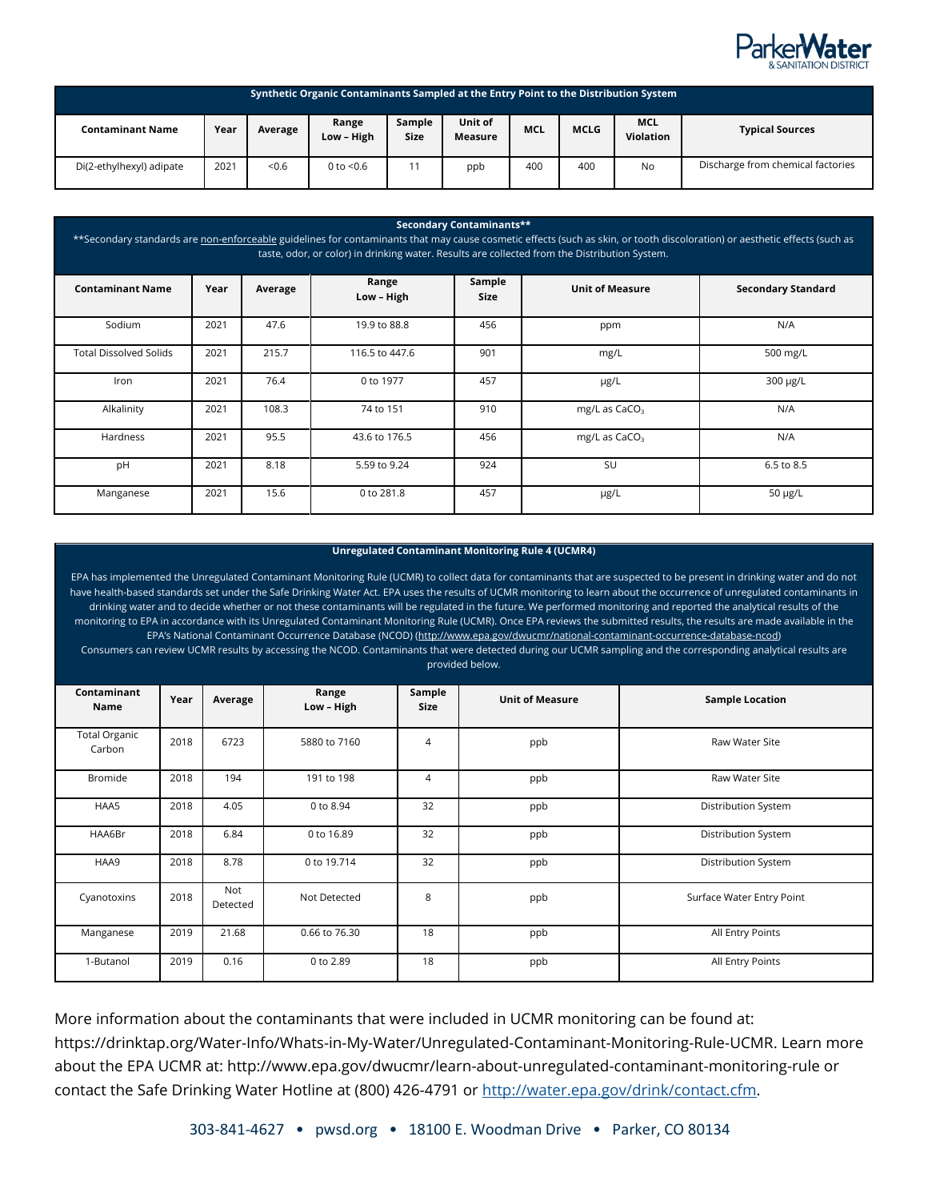| Synthetic Organic Contaminants Sampled at the Entry Point to the Distribution System | | | | | | | | | |
|---|---|---|---|---|---|---|---|---|---|
| **Contaminant Name** | **Year** | **Average** | **Range Low – High** | **Sample Size** | **Unit of Measure** | **MCL** | **MCLG** | **MCL Violation** | **Typical Sources** |
| Di(2-ethylhexyl) adipate | 2021 | <0.6 | 0 to <0.6 | 11 | ppb | 400 | 400 | No | Discharge from chemical factories |

**Secondary Contaminants****

**Secondary standards are non-enforceable guidelines for contaminants that may cause cosmetic effects (such as skin, or tooth discoloration) or aesthetic effects (such as taste, odor, or color) in drinking water. Results are collected from the Distribution System.

| Contaminant Name | Year | Average | Range Low – High | Sample Size | Unit of Measure | Secondary Standard |
|---|---|---|---|---|---|---|
| Sodium | 2021 | 47.6 | 19.9 to 88.8 | 456 | ppm | N/A |
| Total Dissolved Solids | 2021 | 215.7 | 116.5 to 447.6 | 901 | mg/L | 500 mg/L |
| Iron | 2021 | 76.4 | 0 to 1977 | 457 | µg/L | 300 µg/L |
| Alkalinity | 2021 | 108.3 | 74 to 151 | 910 | mg/L as $CaCO_3$ | N/A |
| Hardness | 2021 | 95.5 | 43.6 to 176.5 | 456 | mg/L as $CaCO_3$ | N/A |
| pH | 2021 | 8.18 | 5.59 to 9.24 | 924 | SU | 6.5 to 8.5 |
| Manganese | 2021 | 15.6 | 0 to 281.8 | 457 | µg/L | 50 µg/L |

**Unregulated Contaminant Monitoring Rule 4 (UCMR4)**

EPA has implemented the Unregulated Contaminant Monitoring Rule (UCMR) to collect data for contaminants that are suspected to be present in drinking water and do not have health-based standards set under the Safe Drinking Water Act. EPA uses the results of UCMR monitoring to learn about the occurrence of unregulated contaminants in drinking water and to decide whether or not these contaminants will be regulated in the future. We performed monitoring and reported the analytical results of the monitoring to EPA in accordance with its Unregulated Contaminant Monitoring Rule (UCMR). Once EPA reviews the submitted results, the results are made available in the EPA's National Contaminant Occurrence Database (NCOD) (http://www.epa.gov/dwucmr/national-contaminant-occurrence-database-ncod) Consumers can review UCMR results by accessing the NCOD. Contaminants that were detected during our UCMR sampling and the corresponding analytical results are provided below.

| Contaminant Name | Year | Average | Range Low – High | Sample Size | Unit of Measure | Sample Location |
|---|---|---|---|---|---|---|
| Total Organic Carbon | 2018 | 6723 | 5880 to 7160 | 4 | ppb | Raw Water Site |
| Bromide | 2018 | 194 | 191 to 198 | 4 | ppb | Raw Water Site |
| HAA5 | 2018 | 4.05 | 0 to 8.94 | 32 | ppb | Distribution System |
| HAA6Br | 2018 | 6.84 | 0 to 16.89 | 32 | ppb | Distribution System |
| HAA9 | 2018 | 8.78 | 0 to 19.714 | 32 | ppb | Distribution System |
| Cyanotoxins | 2018 | Not Detected | Not Detected | 8 | ppb | Surface Water Entry Point |
| Manganese | 2019 | 21.68 | 0.66 to 76.30 | 18 | ppb | All Entry Points |
| 1-Butanol | 2019 | 0.16 | 0 to 2.89 | 18 | ppb | All Entry Points |

More information about the contaminants that were included in UCMR monitoring can be found at: https://drinktap.org/Water-Info/Whats-in-My-Water/Unregulated-Contaminant-Monitoring-Rule-UCMR. Learn more about the EPA UCMR at: http://www.epa.gov/dwucmr/learn-about-unregulated-contaminant-monitoring-rule or contact the Safe Drinking Water Hotline at (800) 426-4791 or http://water.epa.gov/drink/contact.cfm.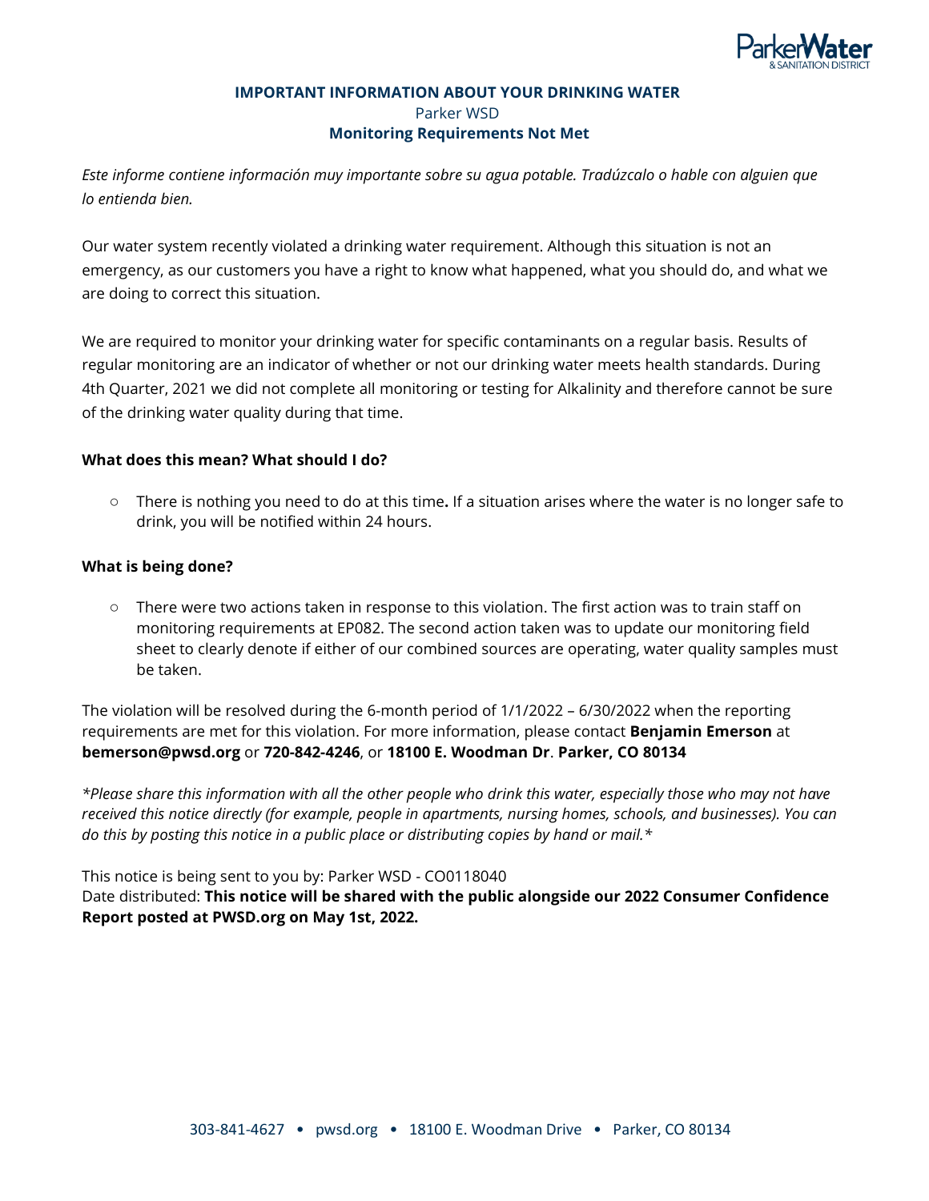**IMPORTANT INFORMATION ABOUT YOUR DRINKING WATER**

Parker WSD

**Monitoring Requirements Not Met**

*Este informe contiene información muy importante sobre su agua potable. Tradúzcalo o hable con alguien que lo entienda bien.*

Our water system recently violated a drinking water requirement. Although this situation is not an emergency, as our customers you have a right to know what happened, what you should do, and what we are doing to correct this situation.

We are required to monitor your drinking water for specific contaminants on a regular basis. Results of regular monitoring are an indicator of whether or not our drinking water meets health standards. During 4th Quarter, 2021 we did not complete all monitoring or testing for Alkalinity and therefore cannot be sure of the drinking water quality during that time.

**What does this mean? What should I do?**

- There is nothing you need to do at this time**.** If a situation arises where the water is no longer safe to drink, you will be notified within 24 hours.

**What is being done?**

- There were two actions taken in response to this violation. The first action was to train staff on monitoring requirements at EP082. The second action taken was to update our monitoring field sheet to clearly denote if either of our combined sources are operating, water quality samples must be taken.

The violation will be resolved during the 6-month period of 1/1/2022 – 6/30/2022 when the reporting requirements are met for this violation. For more information, please contact **Benjamin Emerson** at **bemerson@pwsd.org** or **720-842-4246**, or **18100 E. Woodman Dr**. **Parker, CO 80134**

*\*Please share this information with all the other people who drink this water, especially those who may not have received this notice directly (for example, people in apartments, nursing homes, schools, and businesses). You can do this by posting this notice in a public place or distributing copies by hand or mail.\**

This notice is being sent to you by: Parker WSD - CO0118040

Date distributed: **This notice will be shared with the public alongside our 2022 Consumer Confidence Report posted at PWSD.org on May 1st, 2022.**